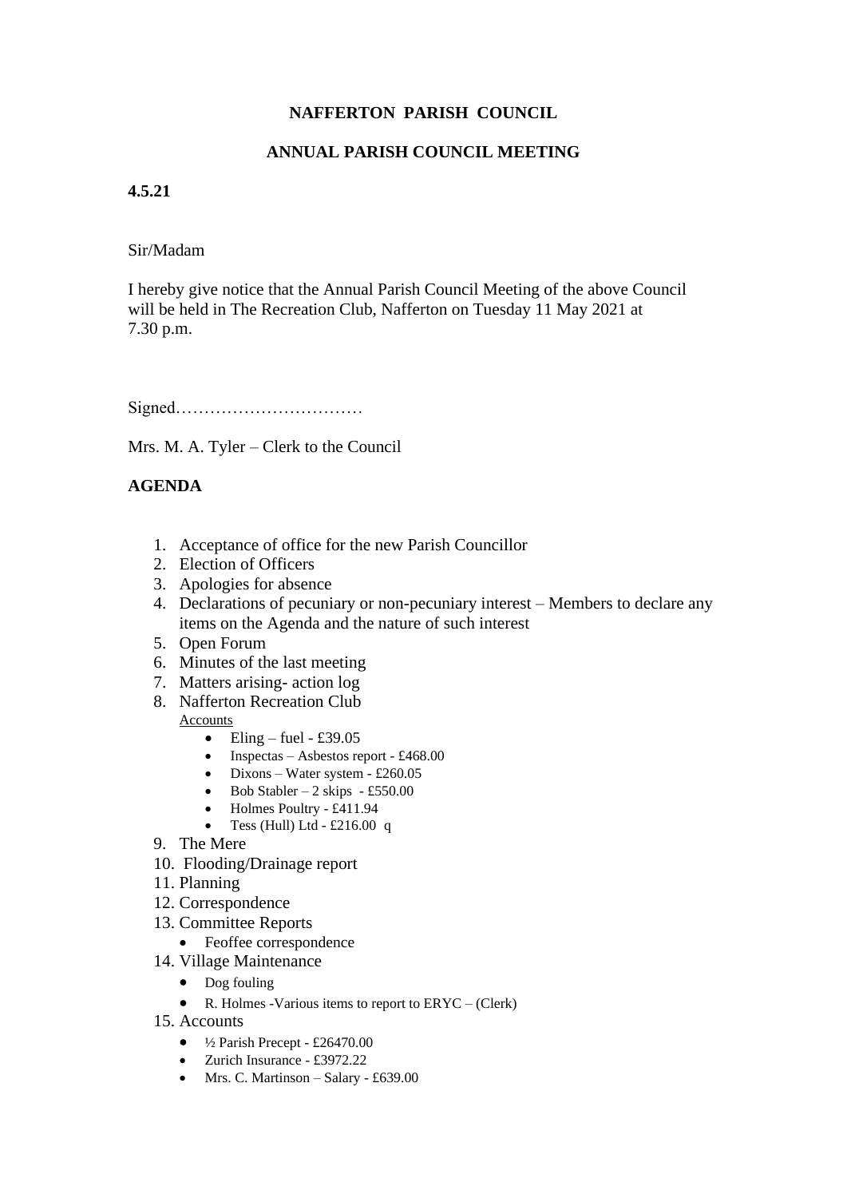**NAFFERTON PARISH COUNCIL**

**ANNUAL PARISH COUNCIL MEETING**

**4.5.21**

Sir/Madam

I hereby give notice that the Annual Parish Council Meeting of the above Council will be held in The Recreation Club, Nafferton on Tuesday 11 May 2021 at 7.30 p.m.

Signed……………………………

Mrs. M. A. Tyler – Clerk to the Council

**AGENDA**

1. Acceptance of office for the new Parish Councillor
2. Election of Officers
3. Apologies for absence
4. Declarations of pecuniary or non-pecuniary interest – Members to declare any items on the Agenda and the nature of such interest
5. Open Forum
6. Minutes of the last meeting
7. Matters arising- action log
8. Nafferton Recreation Club
   Accounts
   - Eling – fuel - £39.05
   - Inspectas – Asbestos report - £468.00
   - Dixons – Water system - £260.05
   - Bob Stabler – 2 skips - £550.00
   - Holmes Poultry - £411.94
   - Tess (Hull) Ltd - £216.00 q
9. The Mere
10. Flooding/Drainage report
11. Planning
12. Correspondence
13. Committee Reports
    - Feoffee correspondence
14. Village Maintenance
    - Dog fouling
    - R. Holmes -Various items to report to ERYC – (Clerk)
15. Accounts
    - ½ Parish Precept - £26470.00
    - Zurich Insurance - £3972.22
    - Mrs. C. Martinson – Salary - £639.00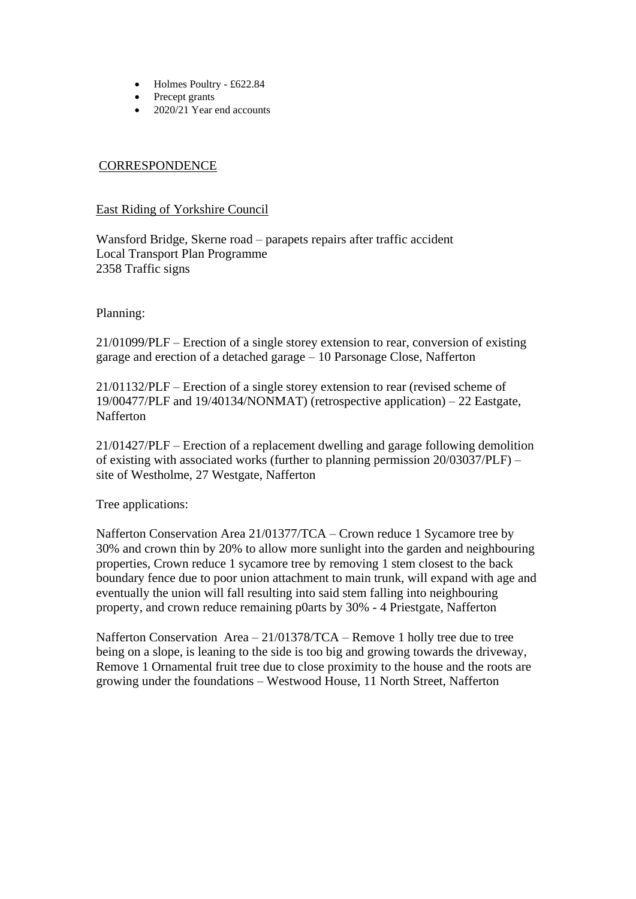- Holmes Poultry - £622.84
- Precept grants
- 2020/21 Year end accounts

## CORRESPONDENCE

East Riding of Yorkshire Council

Wansford Bridge, Skerne road – parapets repairs after traffic accident
Local Transport Plan Programme
2358 Traffic signs

Planning:

21/01099/PLF – Erection of a single storey extension to rear, conversion of existing garage and erection of a detached garage – 10 Parsonage Close, Nafferton

21/01132/PLF – Erection of a single storey extension to rear (revised scheme of 19/00477/PLF and 19/40134/NONMAT) (retrospective application) – 22 Eastgate, Nafferton

21/01427/PLF – Erection of a replacement dwelling and garage following demolition of existing with associated works (further to planning permission 20/03037/PLF) – site of Westholme, 27 Westgate, Nafferton

Tree applications:

Nafferton Conservation Area 21/01377/TCA – Crown reduce 1 Sycamore tree by 30% and crown thin by 20% to allow more sunlight into the garden and neighbouring properties, Crown reduce 1 sycamore tree by removing 1 stem closest to the back boundary fence due to poor union attachment to main trunk, will expand with age and eventually the union will fall resulting into said stem falling into neighbouring property, and crown reduce remaining p0arts by 30% - 4 Priestgate, Nafferton

Nafferton Conservation Area – 21/01378/TCA – Remove 1 holly tree due to tree being on a slope, is leaning to the side is too big and growing towards the driveway, Remove 1 Ornamental fruit tree due to close proximity to the house and the roots are growing under the foundations – Westwood House, 11 North Street, Nafferton